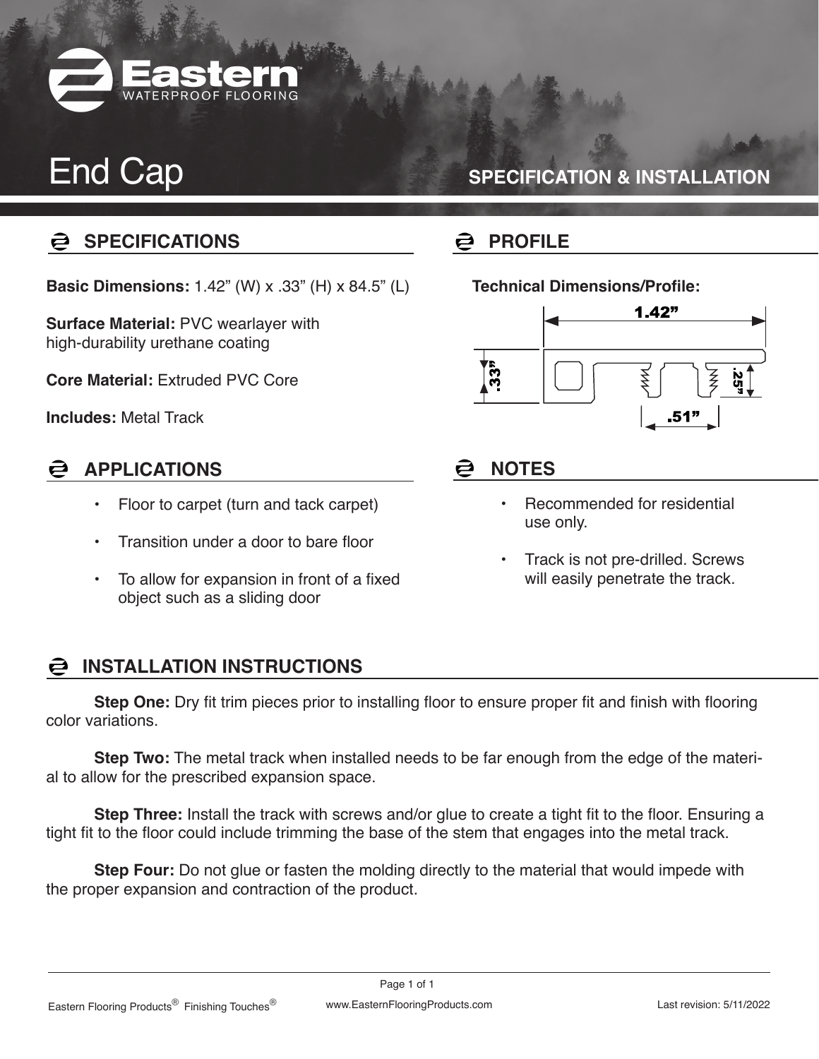# End Cap

**SPECIFICATION & INSTALLATION**

## SPECIFICATIONS

**Basic Dimensions:** 1.42” (W) x .33” (H) x 84.5” (L)

**Surface Material:** PVC wearlayer with high-durability urethane coating

**Core Material:** Extruded PVC Core

**Includes:** Metal Track

## APPLICATIONS

- Floor to carpet (turn and tack carpet)
- Transition under a door to bare floor
- To allow for expansion in front of a fixed object such as a sliding door

## PROFILE

**Technical Dimensions/Profile:**

1.42”

.33”

.25”

.51”

## NOTES

- Recommended for residential use only.
- Track is not pre-drilled. Screws will easily penetrate the track.

## INSTALLATION INSTRUCTIONS

**Step One:** Dry fit trim pieces prior to installing floor to ensure proper fit and finish with flooring color variations.

**Step Two:** The metal track when installed needs to be far enough from the edge of the material to allow for the prescribed expansion space.

**Step Three:** Install the track with screws and/or glue to create a tight fit to the floor. Ensuring a tight fit to the floor could include trimming the base of the stem that engages into the metal track.

**Step Four:** Do not glue or fasten the molding directly to the material that would impede with the proper expansion and contraction of the product.

Eastern Flooring Products® Finishing Touches®

www.EasternFlooringProducts.com

Last revision: 5/11/2022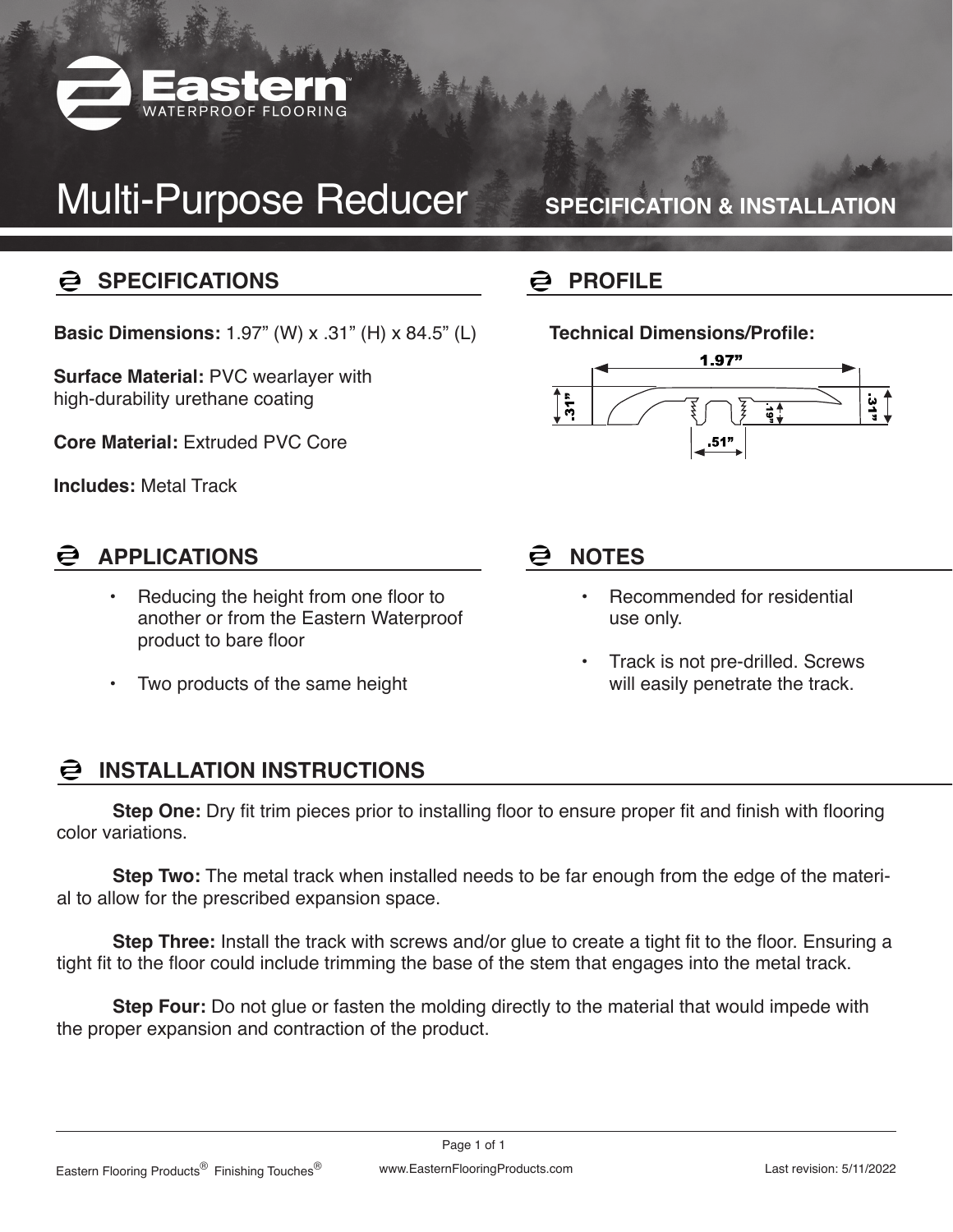# Eastern WATERPROOF FLOORING

# Multi-Purpose Reducer

**SPECIFICATION & INSTALLATION**

## SPECIFICATIONS

**Basic Dimensions:** 1.97” (W) x .31” (H) x 84.5” (L)

**Surface Material:** PVC wearlayer with high-durability urethane coating

**Core Material:** Extruded PVC Core

**Includes:** Metal Track

## PROFILE

**Technical Dimensions/Profile:**

1.97”

.31”

.19”

.31”

.51”

## APPLICATIONS

- Reducing the height from one floor to another or from the Eastern Waterproof product to bare floor
- Two products of the same height

## NOTES

- Recommended for residential use only.
- Track is not pre-drilled. Screws will easily penetrate the track.

## INSTALLATION INSTRUCTIONS

**Step One:** Dry fit trim pieces prior to installing floor to ensure proper fit and finish with flooring color variations.

**Step Two:** The metal track when installed needs to be far enough from the edge of the material to allow for the prescribed expansion space.

**Step Three:** Install the track with screws and/or glue to create a tight fit to the floor. Ensuring a tight fit to the floor could include trimming the base of the stem that engages into the metal track.

**Step Four:** Do not glue or fasten the molding directly to the material that would impede with the proper expansion and contraction of the product.

Eastern Flooring Products® Finishing Touches®

www.EasternFlooringProducts.com

Last revision: 5/11/2022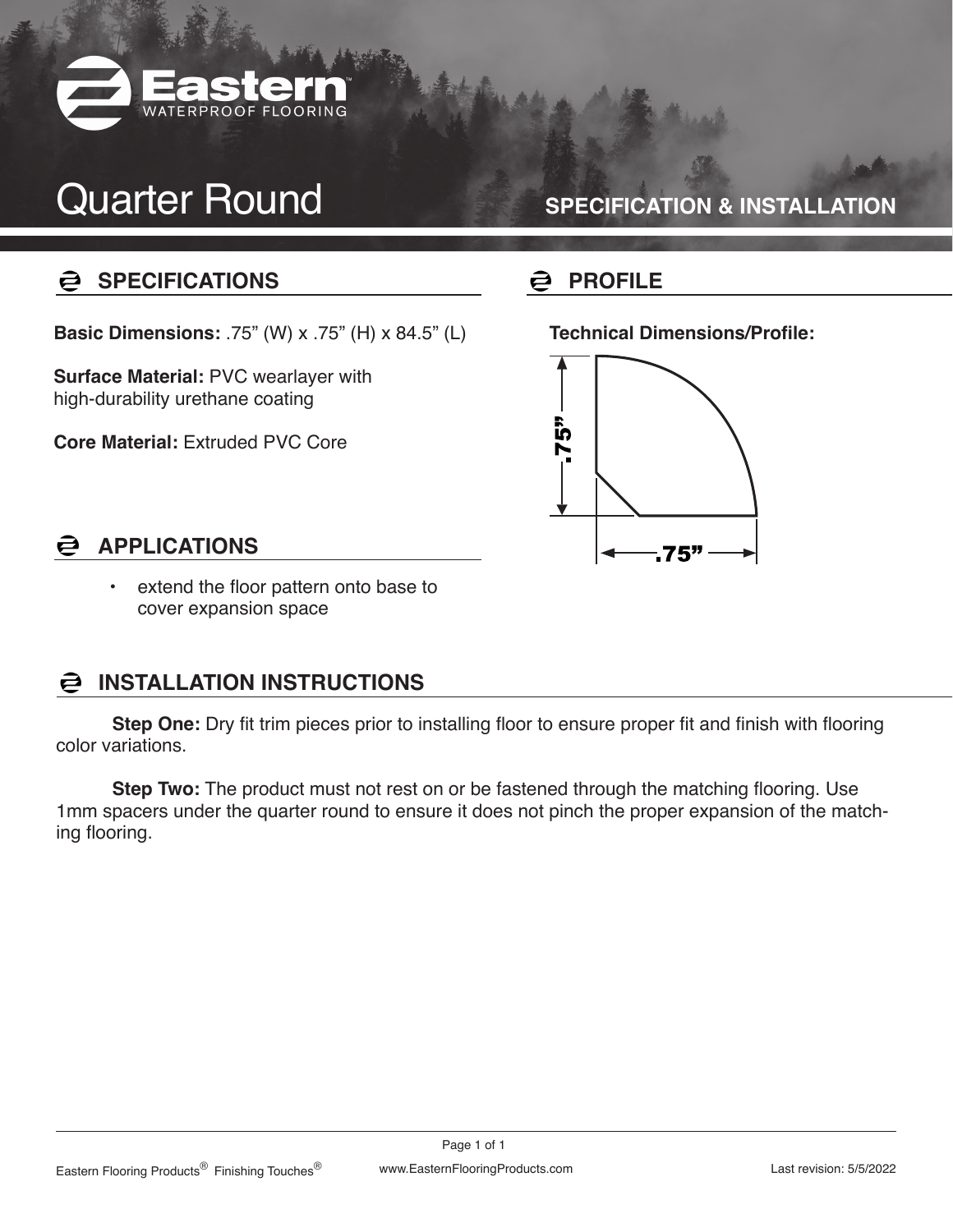Eastern WATERPROOF FLOORING

# Quarter Round

**SPECIFICATION & INSTALLATION**

## SPECIFICATIONS

**Basic Dimensions:** .75" (W) x .75" (H) x 84.5" (L)

**Surface Material:** PVC wearlayer with high-durability urethane coating

**Core Material:** Extruded PVC Core

## PROFILE

**Technical Dimensions/Profile:**

.75"

.75"

## APPLICATIONS

- extend the floor pattern onto base to cover expansion space

## INSTALLATION INSTRUCTIONS

**Step One:** Dry fit trim pieces prior to installing floor to ensure proper fit and finish with flooring color variations.

**Step Two:** The product must not rest on or be fastened through the matching flooring. Use 1mm spacers under the quarter round to ensure it does not pinch the proper expansion of the matching flooring.

Eastern Flooring Products® Finishing Touches® www.EasternFlooringProducts.com Last revision: 5/5/2022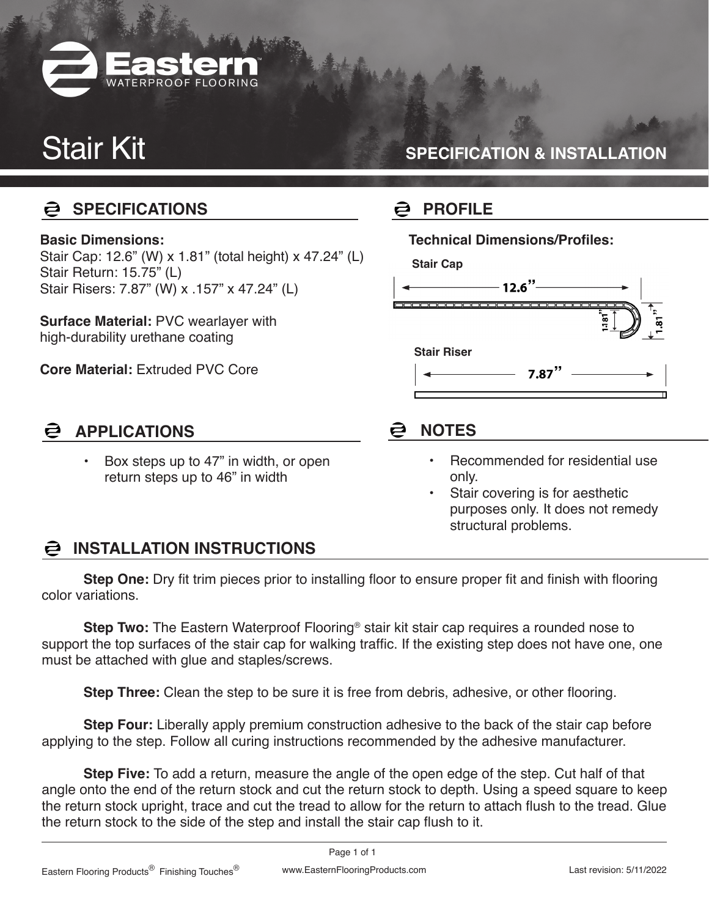# Eastern

WATERPROOF FLOORING

# Stair Kit

**SPECIFICATION & INSTALLATION**

## SPECIFICATIONS

**Basic Dimensions:**
Stair Cap: 12.6" (W) x 1.81" (total height) x 47.24" (L)
Stair Return: 15.75" (L)
Stair Risers: 7.87" (W) x .157" x 47.24" (L)

**Surface Material:** PVC wearlayer with high-durability urethane coating

**Core Material:** Extruded PVC Core

## PROFILE

**Technical Dimensions/Profiles:**

**Stair Cap**

12.6"

1.81"

1.81"

**Stair Riser**

7.87"

## APPLICATIONS

- Box steps up to 47" in width, or open return steps up to 46" in width

## NOTES

- Recommended for residential use only.
- Stair covering is for aesthetic purposes only. It does not remedy structural problems.

## INSTALLATION INSTRUCTIONS

**Step One:** Dry fit trim pieces prior to installing floor to ensure proper fit and finish with flooring color variations.

**Step Two:** The Eastern Waterproof Flooring® stair kit stair cap requires a rounded nose to support the top surfaces of the stair cap for walking traffic. If the existing step does not have one, one must be attached with glue and staples/screws.

**Step Three:** Clean the step to be sure it is free from debris, adhesive, or other flooring.

**Step Four:** Liberally apply premium construction adhesive to the back of the stair cap before applying to the step. Follow all curing instructions recommended by the adhesive manufacturer.

**Step Five:** To add a return, measure the angle of the open edge of the step. Cut half of that angle onto the end of the return stock and cut the return stock to depth. Using a speed square to keep the return stock upright, trace and cut the tread to allow for the return to attach flush to the tread. Glue the return stock to the side of the step and install the stair cap flush to it.

Eastern Flooring Products® Finishing Touches® www.EasternFlooringProducts.com Last revision: 5/11/2022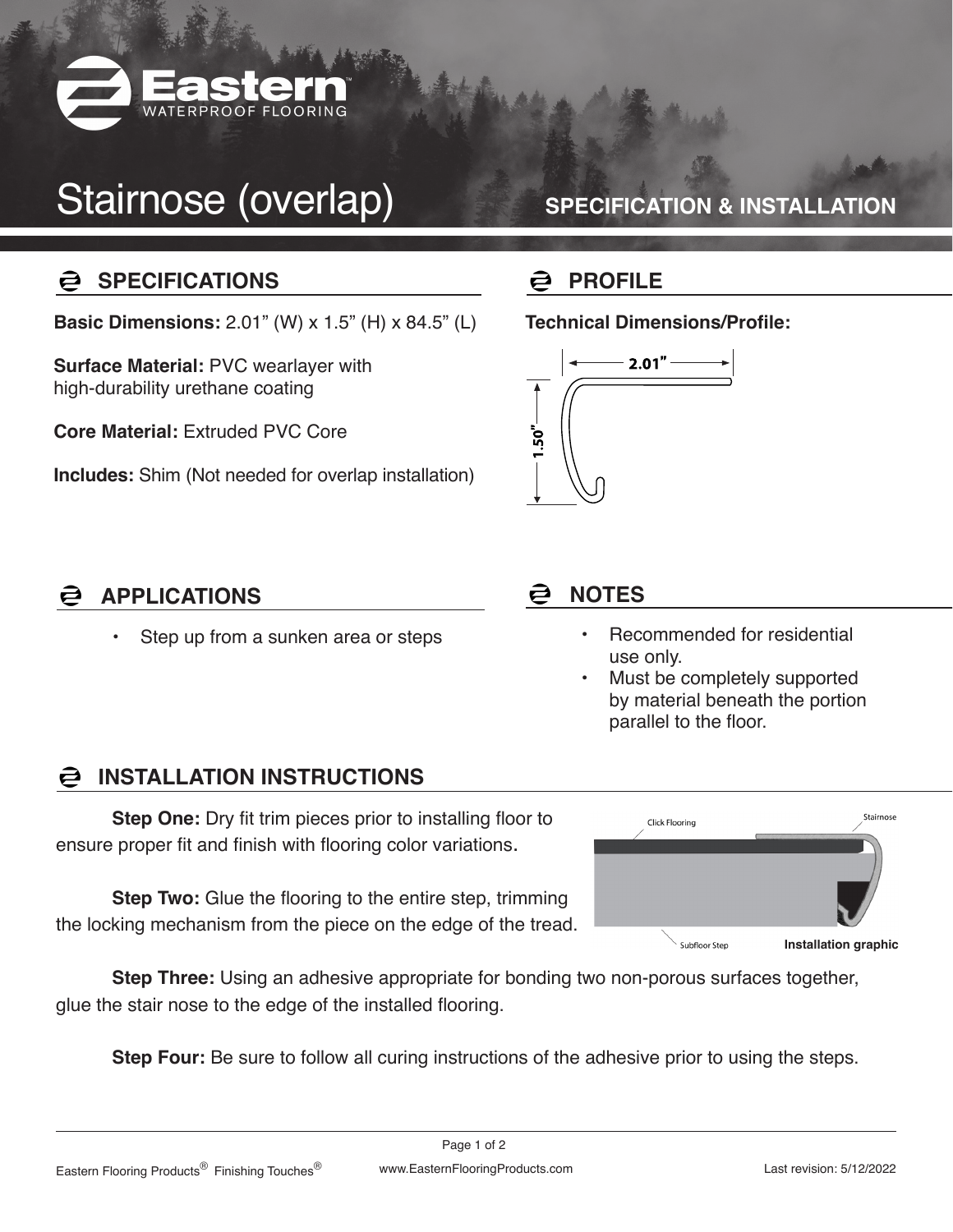# Stairnose (overlap)

**SPECIFICATION & INSTALLATION**

## SPECIFICATIONS

**Basic Dimensions:** 2.01” (W) x 1.5” (H) x 84.5” (L)

**Surface Material:** PVC wearlayer with high-durability urethane coating

**Core Material:** Extruded PVC Core

**Includes:** Shim (Not needed for overlap installation)

## PROFILE

**Technical Dimensions/Profile:**

2.01”

1.50”

## APPLICATIONS

- Step up from a sunken area or steps

## NOTES

- Recommended for residential use only.
- Must be completely supported by material beneath the portion parallel to the floor.

## INSTALLATION INSTRUCTIONS

**Step One:** Dry fit trim pieces prior to installing floor to ensure proper fit and finish with flooring color variations.

**Step Two:** Glue the flooring to the entire step, trimming the locking mechanism from the piece on the edge of the tread.

Click Flooring

Stairnose

Subfloor Step

**Installation graphic**

**Step Three:** Using an adhesive appropriate for bonding two non-porous surfaces together, glue the stair nose to the edge of the installed flooring.

**Step Four:** Be sure to follow all curing instructions of the adhesive prior to using the steps.

Eastern Flooring Products® Finishing Touches® www.EasternFlooringProducts.com Last revision: 5/12/2022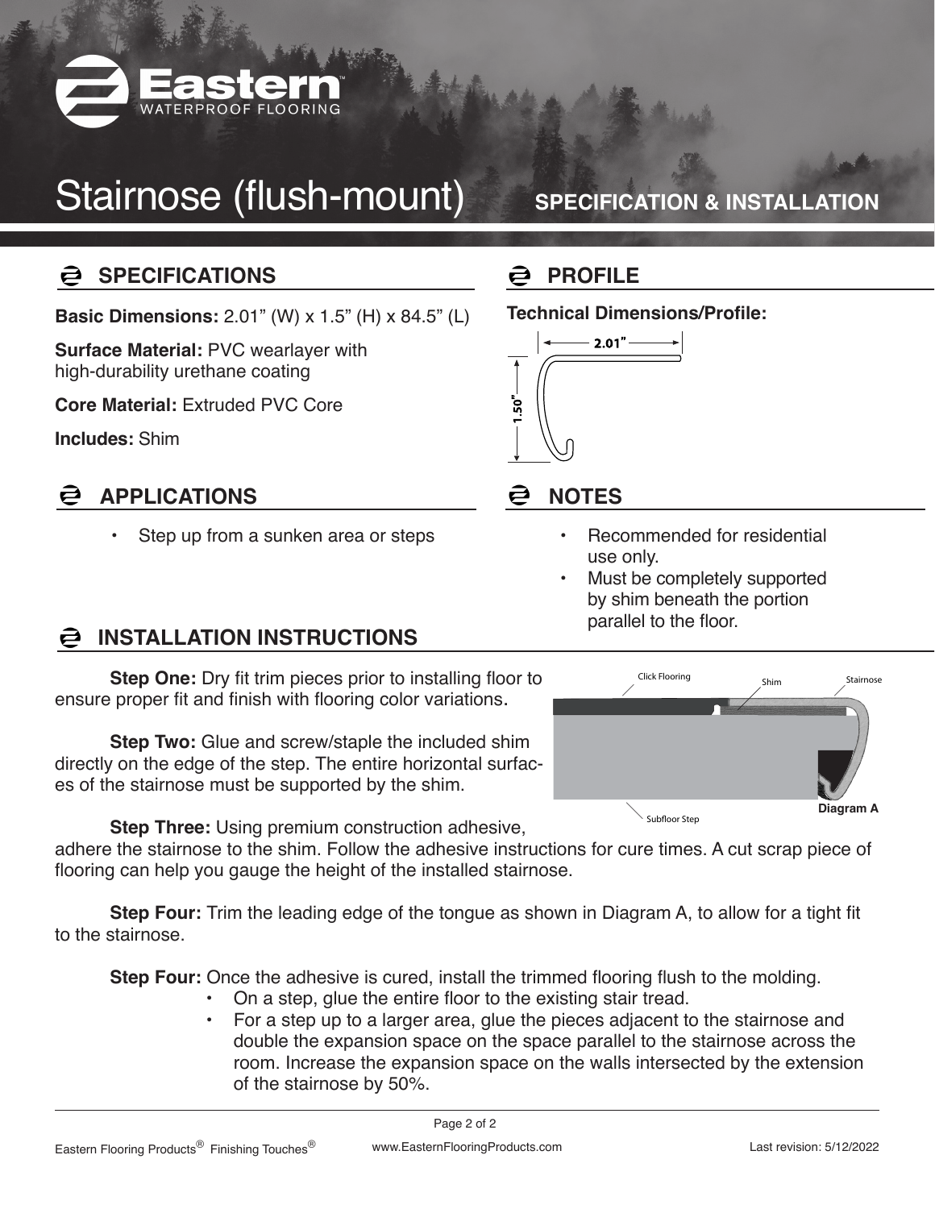# Stairnose (flush-mount)

**SPECIFICATION & INSTALLATION**

## SPECIFICATIONS

**Basic Dimensions:** 2.01" (W) x 1.5" (H) x 84.5" (L)

**Surface Material:** PVC wearlayer with high-durability urethane coating

**Core Material:** Extruded PVC Core

**Includes:** Shim

## PROFILE

**Technical Dimensions/Profile:**

2.01"

1.50"

## APPLICATIONS

- Step up from a sunken area or steps

## NOTES

- Recommended for residential use only.
- Must be completely supported by shim beneath the portion parallel to the floor.

## INSTALLATION INSTRUCTIONS

**Step One:** Dry fit trim pieces prior to installing floor to ensure proper fit and finish with flooring color variations.

**Step Two:** Glue and screw/staple the included shim directly on the edge of the step. The entire horizontal surfaces of the stairnose must be supported by the shim.

Click Flooring | Shim | Stairnose | Subfloor Step

**Diagram A**

**Step Three:** Using premium construction adhesive, adhere the stairnose to the shim. Follow the adhesive instructions for cure times. A cut scrap piece of flooring can help you gauge the height of the installed stairnose.

**Step Four:** Trim the leading edge of the tongue as shown in Diagram A, to allow for a tight fit to the stairnose.

**Step Four:** Once the adhesive is cured, install the trimmed flooring flush to the molding.

- On a step, glue the entire floor to the existing stair tread.
- For a step up to a larger area, glue the pieces adjacent to the stairnose and double the expansion space on the space parallel to the stairnose across the room. Increase the expansion space on the walls intersected by the extension of the stairnose by 50%.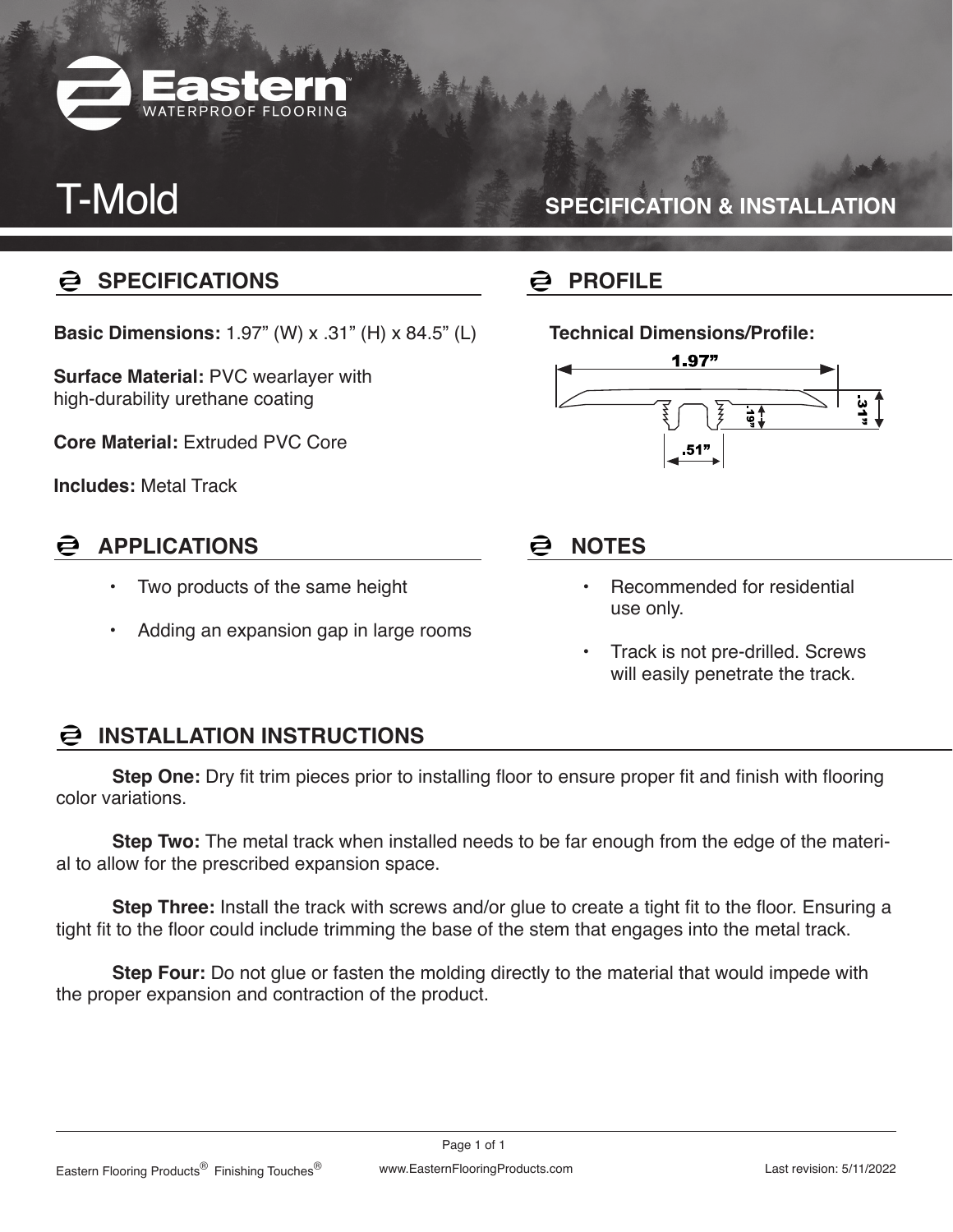Eastern
WATERPROOF FLOORING

# T-Mold

SPECIFICATION & INSTALLATION

## SPECIFICATIONS

**Basic Dimensions:** 1.97” (W) x .31” (H) x 84.5” (L)

**Surface Material:** PVC wearlayer with high-durability urethane coating

**Core Material:** Extruded PVC Core

**Includes:** Metal Track

## PROFILE

**Technical Dimensions/Profile:**

1.97”

.31”

.19”

.51”

## APPLICATIONS

- Two products of the same height
- Adding an expansion gap in large rooms

## NOTES

- Recommended for residential use only.
- Track is not pre-drilled. Screws will easily penetrate the track.

## INSTALLATION INSTRUCTIONS

**Step One:** Dry fit trim pieces prior to installing floor to ensure proper fit and finish with flooring color variations.

**Step Two:** The metal track when installed needs to be far enough from the edge of the material to allow for the prescribed expansion space.

**Step Three:** Install the track with screws and/or glue to create a tight fit to the floor. Ensuring a tight fit to the floor could include trimming the base of the stem that engages into the metal track.

**Step Four:** Do not glue or fasten the molding directly to the material that would impede with the proper expansion and contraction of the product.

Eastern Flooring Products® Finishing Touches®    www.EasternFlooringProducts.com    Last revision: 5/11/2022